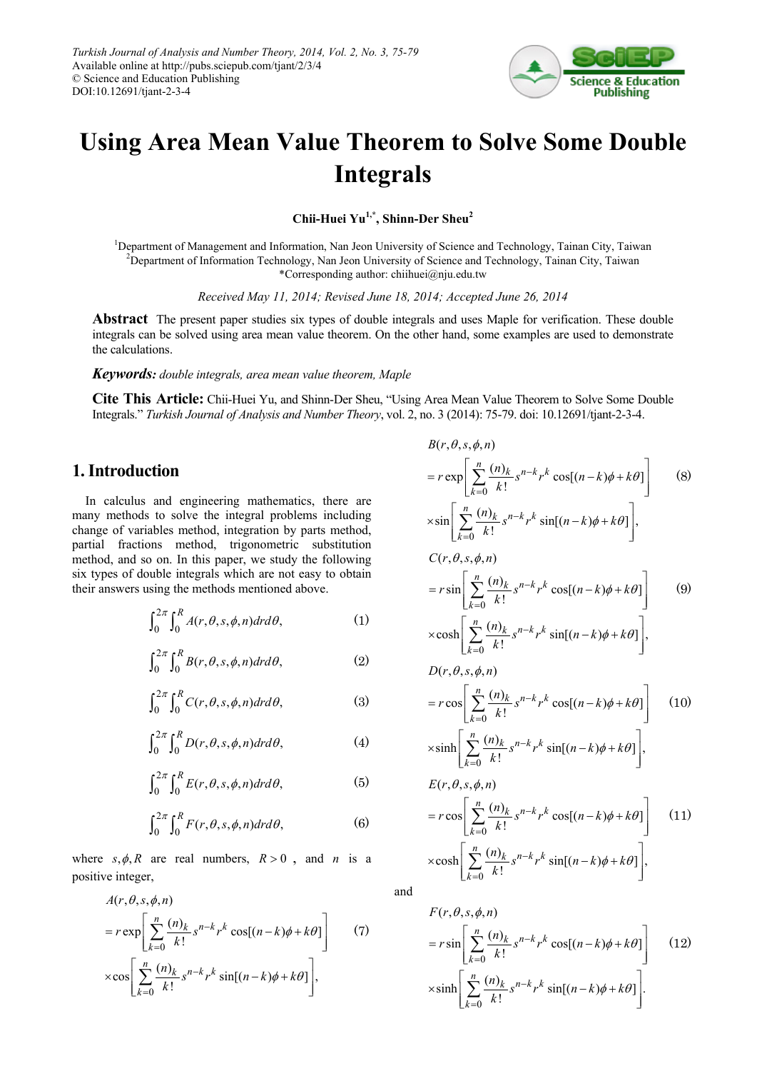# Using Area Mean Value Theorem to Solve Some Double Integrals

**Chii-Huei Yu[1,*], Shinn-Der Sheu[2]**

[1]Department of Management and Information, Nan Jeon University of Science and Technology, Tainan City, Taiwan
[2]Department of Information Technology, Nan Jeon University of Science and Technology, Tainan City, Taiwan
*Corresponding author: chiihuei@nju.edu.tw

*Received May 11, 2014; Revised June 18, 2014; Accepted June 26, 2014*

**Abstract** The present paper studies six types of double integrals and uses Maple for verification. These double integrals can be solved using area mean value theorem. On the other hand, some examples are used to demonstrate the calculations.

***Keywords:*** *double integrals, area mean value theorem, Maple*

**Cite This Article:** Chii-Huei Yu, and Shinn-Der Sheu, "Using Area Mean Value Theorem to Solve Some Double Integrals." *Turkish Journal of Analysis and Number Theory*, vol. 2, no. 3 (2014): 75-79. doi: 10.12691/tjant-2-3-4.

## 1. Introduction

In calculus and engineering mathematics, there are many methods to solve the integral problems including change of variables method, integration by parts method, partial fractions method, trigonometric substitution method, and so on. In this paper, we study the following six types of double integrals which are not easy to obtain their answers using the methods mentioned above.

$$\int_0^{2\pi}\int_0^R A(r,\theta,s,\phi,n)drd\theta, \tag{1}$$

$$\int_0^{2\pi}\int_0^R B(r,\theta,s,\phi,n)drd\theta, \tag{2}$$

$$\int_0^{2\pi}\int_0^R C(r,\theta,s,\phi,n)drd\theta, \tag{3}$$

$$\int_0^{2\pi}\int_0^R D(r,\theta,s,\phi,n)drd\theta, \tag{4}$$

$$\int_0^{2\pi}\int_0^R E(r,\theta,s,\phi,n)drd\theta, \tag{5}$$

$$\int_0^{2\pi}\int_0^R F(r,\theta,s,\phi,n)drd\theta, \tag{6}$$

where $s,\phi,R$ are real numbers, $R>0$, and $n$ is a positive integer,

$$A(r,\theta,s,\phi,n) = r\exp\left[\sum_{k=0}^{n}\frac{(n)_k}{k!}s^{n-k}r^k\cos[(n-k)\phi+k\theta]\right] \times\cos\left[\sum_{k=0}^{n}\frac{(n)_k}{k!}s^{n-k}r^k\sin[(n-k)\phi+k\theta]\right], \tag{7}$$

$$B(r,\theta,s,\phi,n) = r\exp\left[\sum_{k=0}^{n}\frac{(n)_k}{k!}s^{n-k}r^k\cos[(n-k)\phi+k\theta]\right] \times\sin\left[\sum_{k=0}^{n}\frac{(n)_k}{k!}s^{n-k}r^k\sin[(n-k)\phi+k\theta]\right], \tag{8}$$

$$C(r,\theta,s,\phi,n) = r\sin\left[\sum_{k=0}^{n}\frac{(n)_k}{k!}s^{n-k}r^k\cos[(n-k)\phi+k\theta]\right] \times\cosh\left[\sum_{k=0}^{n}\frac{(n)_k}{k!}s^{n-k}r^k\sin[(n-k)\phi+k\theta]\right], \tag{9}$$

$$D(r,\theta,s,\phi,n) = r\cos\left[\sum_{k=0}^{n}\frac{(n)_k}{k!}s^{n-k}r^k\cos[(n-k)\phi+k\theta]\right] \times\sinh\left[\sum_{k=0}^{n}\frac{(n)_k}{k!}s^{n-k}r^k\sin[(n-k)\phi+k\theta]\right], \tag{10}$$

$$E(r,\theta,s,\phi,n) = r\cos\left[\sum_{k=0}^{n}\frac{(n)_k}{k!}s^{n-k}r^k\cos[(n-k)\phi+k\theta]\right] \times\cosh\left[\sum_{k=0}^{n}\frac{(n)_k}{k!}s^{n-k}r^k\sin[(n-k)\phi+k\theta]\right], \tag{11}$$

and

$$F(r,\theta,s,\phi,n) = r\sin\left[\sum_{k=0}^{n}\frac{(n)_k}{k!}s^{n-k}r^k\cos[(n-k)\phi+k\theta]\right] \times\sinh\left[\sum_{k=0}^{n}\frac{(n)_k}{k!}s^{n-k}r^k\sin[(n-k)\phi+k\theta]\right]. \tag{12}$$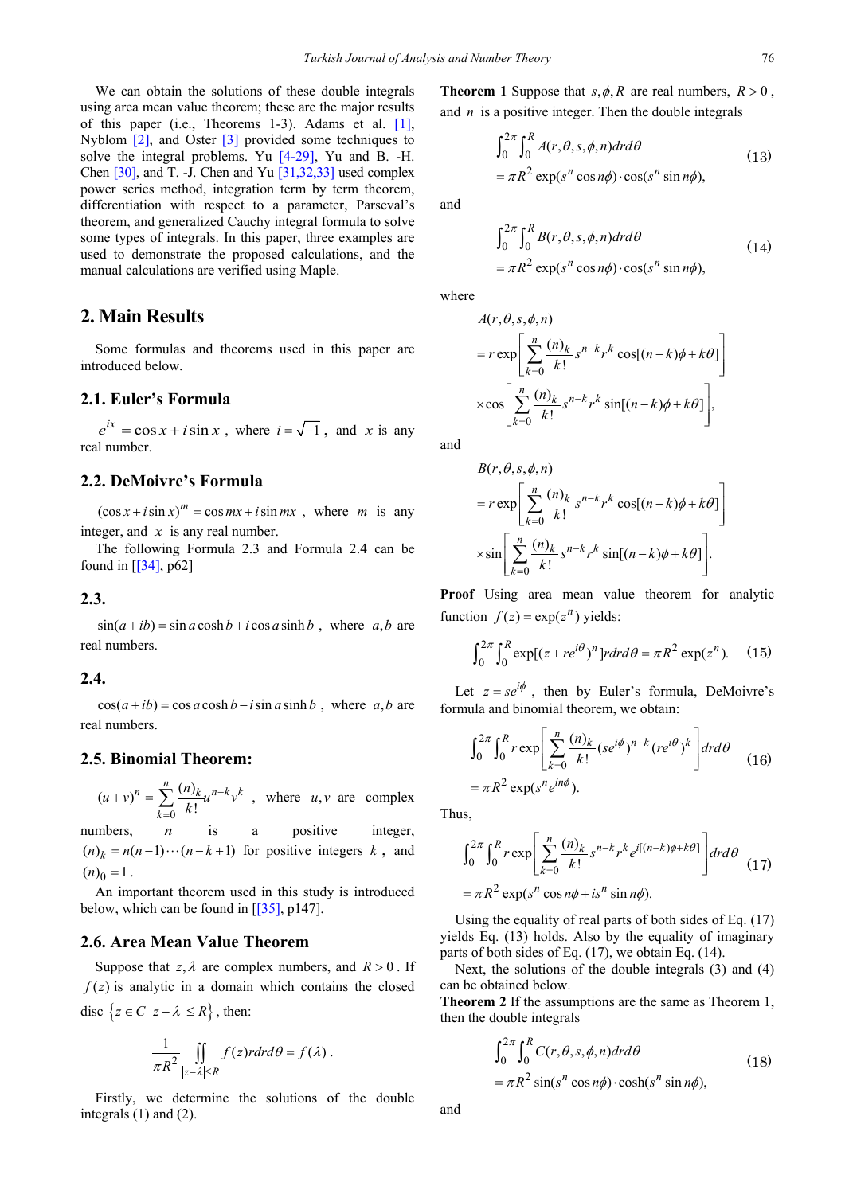We can obtain the solutions of these double integrals using area mean value theorem; these are the major results of this paper (i.e., Theorems 1-3). Adams et al. [1], Nyblom [2], and Oster [3] provided some techniques to solve the integral problems. Yu [4-29], Yu and B. -H. Chen [30], and T. -J. Chen and Yu [31,32,33] used complex power series method, integration term by term theorem, differentiation with respect to a parameter, Parseval's theorem, and generalized Cauchy integral formula to solve some types of integrals. In this paper, three examples are used to demonstrate the proposed calculations, and the manual calculations are verified using Maple.

## 2. Main Results

Some formulas and theorems used in this paper are introduced below.

### 2.1. Euler's Formula

$e^{ix} = \cos x + i \sin x$ , where $i = \sqrt{-1}$ , and $x$ is any real number.

### 2.2. DeMoivre's Formula

$(\cos x + i \sin x)^m = \cos mx + i \sin mx$ , where $m$ is any integer, and $x$ is any real number.

The following Formula 2.3 and Formula 2.4 can be found in [[34], p62]

### 2.3.

$\sin(a+ib) = \sin a \cosh b + i \cos a \sinh b$ , where $a, b$ are real numbers.

### 2.4.

$\cos(a+ib) = \cos a \cosh b - i \sin a \sinh b$ , where $a, b$ are real numbers.

### 2.5. Binomial Theorem:

$(u+v)^n = \sum_{k=0}^{n} \frac{(n)_k}{k!} u^{n-k} v^k$ , where $u, v$ are complex numbers, $n$ is a positive integer, $(n)_k = n(n-1)\cdots(n-k+1)$ for positive integers $k$ , and $(n)_0 = 1$ .

An important theorem used in this study is introduced below, which can be found in [[35], p147].

### 2.6. Area Mean Value Theorem

Suppose that $z, \lambda$ are complex numbers, and $R > 0$ . If $f(z)$ is analytic in a domain which contains the closed disc $\{z \in C \,||z-\lambda| \le R\}$ , then:

$$\frac{1}{\pi R^2} \iint_{|z-\lambda| \le R} f(z) r dr d\theta = f(\lambda) .$$

Firstly, we determine the solutions of the double integrals (1) and (2).

**Theorem 1** Suppose that $s, \phi, R$ are real numbers, $R > 0$ , and $n$ is a positive integer. Then the double integrals

$$\begin{aligned} &\int_0^{2\pi} \int_0^R A(r,\theta,s,\phi,n) dr d\theta \\ &= \pi R^2 \exp(s^n \cos n\phi) \cdot \cos(s^n \sin n\phi), \end{aligned} \tag{13}$$

and

$$\begin{aligned} &\int_0^{2\pi} \int_0^R B(r,\theta,s,\phi,n) dr d\theta \\ &= \pi R^2 \exp(s^n \cos n\phi) \cdot \cos(s^n \sin n\phi), \end{aligned} \tag{14}$$

where

$$\begin{aligned} &A(r,\theta,s,\phi,n) \\ &= r \exp\left[\sum_{k=0}^{n} \frac{(n)_k}{k!} s^{n-k} r^k \cos[(n-k)\phi + k\theta]\right] \\ &\times \cos\left[\sum_{k=0}^{n} \frac{(n)_k}{k!} s^{n-k} r^k \sin[(n-k)\phi + k\theta]\right], \end{aligned}$$

and

$$\begin{aligned} &B(r,\theta,s,\phi,n) \\ &= r \exp\left[\sum_{k=0}^{n} \frac{(n)_k}{k!} s^{n-k} r^k \cos[(n-k)\phi + k\theta]\right] \\ &\times \sin\left[\sum_{k=0}^{n} \frac{(n)_k}{k!} s^{n-k} r^k \sin[(n-k)\phi + k\theta]\right]. \end{aligned}$$

**Proof** Using area mean value theorem for analytic function $f(z) = \exp(z^n)$ yields:

$$\int_0^{2\pi} \int_0^R \exp[(z + re^{i\theta})^n] r dr d\theta = \pi R^2 \exp(z^n). \tag{15}$$

Let $z = se^{i\phi}$ , then by Euler's formula, DeMoivre's formula and binomial theorem, we obtain:

$$\begin{aligned} &\int_0^{2\pi} \int_0^R r \exp\left[\sum_{k=0}^{n} \frac{(n)_k}{k!} (se^{i\phi})^{n-k} (re^{i\theta})^k\right] dr d\theta \\ &= \pi R^2 \exp(s^n e^{in\phi}). \end{aligned} \tag{16}$$

Thus,

$$\begin{aligned} &\int_0^{2\pi} \int_0^R r \exp\left[\sum_{k=0}^{n} \frac{(n)_k}{k!} s^{n-k} r^k e^{i[(n-k)\phi + k\theta]}\right] dr d\theta \\ &= \pi R^2 \exp(s^n \cos n\phi + is^n \sin n\phi). \end{aligned} \tag{17}$$

Using the equality of real parts of both sides of Eq. (17) yields Eq. (13) holds. Also by the equality of imaginary parts of both sides of Eq. (17), we obtain Eq. (14).

Next, the solutions of the double integrals (3) and (4) can be obtained below.

**Theorem 2** If the assumptions are the same as Theorem 1, then the double integrals

$$\begin{aligned} &\int_0^{2\pi} \int_0^R C(r,\theta,s,\phi,n) dr d\theta \\ &= \pi R^2 \sin(s^n \cos n\phi) \cdot \cosh(s^n \sin n\phi), \end{aligned} \tag{18}$$

and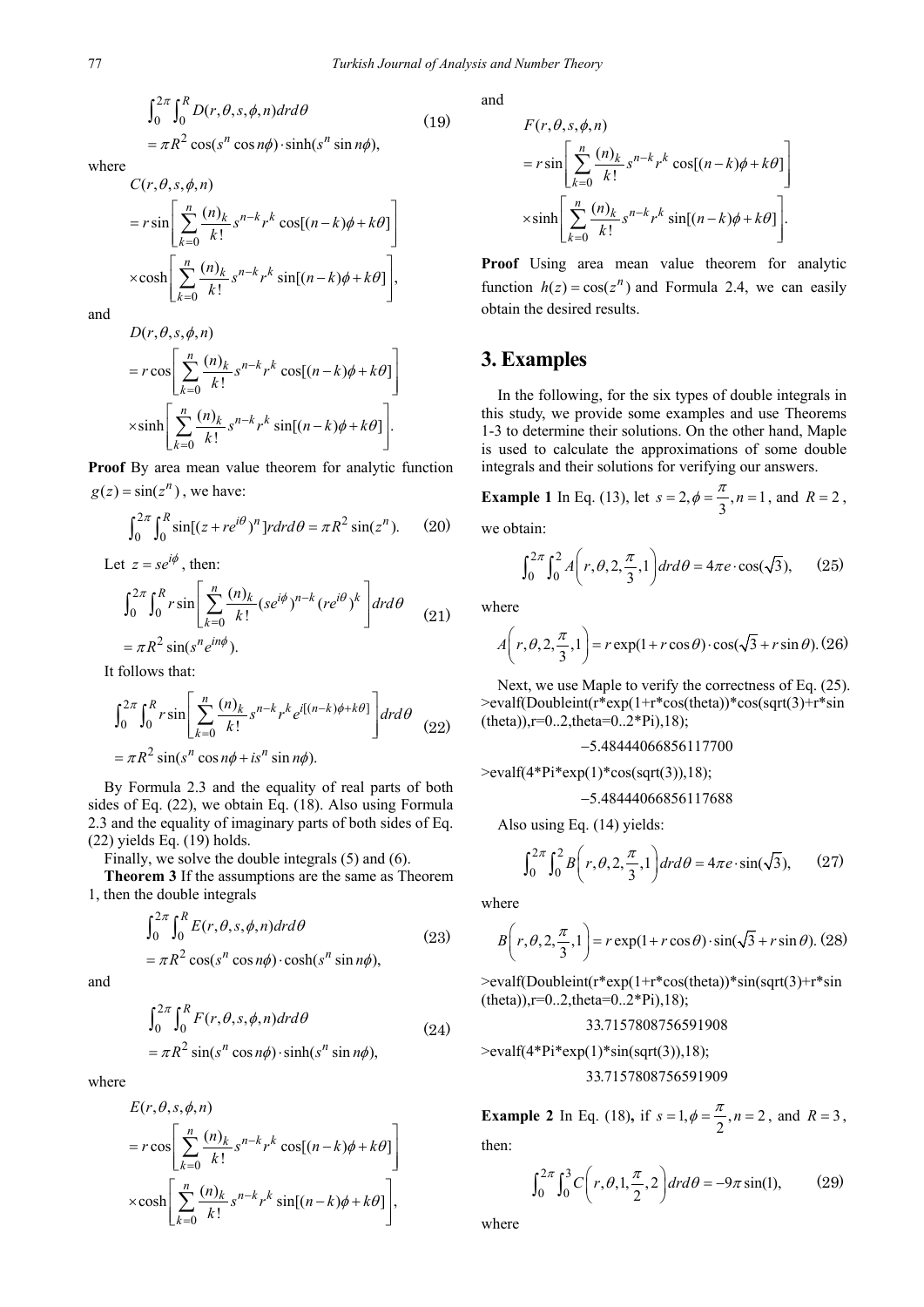$$\int_0^{2\pi}\int_0^R D(r,\theta,s,\phi,n)drd\theta$$
$$= \pi R^2 \cos(s^n \cos n\phi)\cdot \sinh(s^n \sin n\phi), \tag{19}$$

where

$$C(r,\theta,s,\phi,n)$$
$$= r\sin\left[\sum_{k=0}^{n}\frac{(n)_k}{k!}s^{n-k}r^k\cos[(n-k)\phi+k\theta]\right]$$
$$\times\cosh\left[\sum_{k=0}^{n}\frac{(n)_k}{k!}s^{n-k}r^k\sin[(n-k)\phi+k\theta]\right],$$

and

$$D(r,\theta,s,\phi,n)$$
$$= r\cos\left[\sum_{k=0}^{n}\frac{(n)_k}{k!}s^{n-k}r^k\cos[(n-k)\phi+k\theta]\right]$$
$$\times\sinh\left[\sum_{k=0}^{n}\frac{(n)_k}{k!}s^{n-k}r^k\sin[(n-k)\phi+k\theta]\right].$$

**Proof** By area mean value theorem for analytic function $g(z)=\sin(z^n)$, we have:

$$\int_0^{2\pi}\int_0^R \sin[(z+re^{i\theta})^n]rdrd\theta = \pi R^2 \sin(z^n). \tag{20}$$

Let $z = se^{i\phi}$, then:

$$\int_0^{2\pi}\int_0^R r\sin\left[\sum_{k=0}^{n}\frac{(n)_k}{k!}(se^{i\phi})^{n-k}(re^{i\theta})^k\right]drd\theta$$
$$= \pi R^2 \sin(s^n e^{in\phi}). \tag{21}$$

It follows that:

$$\int_0^{2\pi}\int_0^R r\sin\left[\sum_{k=0}^{n}\frac{(n)_k}{k!}s^{n-k}r^k e^{i[(n-k)\phi+k\theta]}\right]drd\theta$$
$$= \pi R^2 \sin(s^n\cos n\phi + is^n \sin n\phi). \tag{22}$$

By Formula 2.3 and the equality of real parts of both sides of Eq. (22), we obtain Eq. (18). Also using Formula 2.3 and the equality of imaginary parts of both sides of Eq. (22) yields Eq. (19) holds.

Finally, we solve the double integrals (5) and (6).

**Theorem 3** If the assumptions are the same as Theorem 1, then the double integrals

$$\int_0^{2\pi}\int_0^R E(r,\theta,s,\phi,n)drd\theta$$
$$= \pi R^2 \cos(s^n \cos n\phi)\cdot \cosh(s^n \sin n\phi), \tag{23}$$

and

$$\int_0^{2\pi}\int_0^R F(r,\theta,s,\phi,n)drd\theta$$
$$= \pi R^2 \sin(s^n \cos n\phi)\cdot \sinh(s^n \sin n\phi), \tag{24}$$

where

$$E(r,\theta,s,\phi,n)$$
$$= r\cos\left[\sum_{k=0}^{n}\frac{(n)_k}{k!}s^{n-k}r^k\cos[(n-k)\phi+k\theta]\right]$$
$$\times\cosh\left[\sum_{k=0}^{n}\frac{(n)_k}{k!}s^{n-k}r^k\sin[(n-k)\phi+k\theta]\right],$$

and

$$F(r,\theta,s,\phi,n)$$
$$= r\sin\left[\sum_{k=0}^{n}\frac{(n)_k}{k!}s^{n-k}r^k\cos[(n-k)\phi+k\theta]\right]$$
$$\times\sinh\left[\sum_{k=0}^{n}\frac{(n)_k}{k!}s^{n-k}r^k\sin[(n-k)\phi+k\theta]\right].$$

**Proof** Using area mean value theorem for analytic function $h(z)=\cos(z^n)$ and Formula 2.4, we can easily obtain the desired results.

## 3. Examples

In the following, for the six types of double integrals in this study, we provide some examples and use Theorems 1-3 to determine their solutions. On the other hand, Maple is used to calculate the approximations of some double integrals and their solutions for verifying our answers.

**Example 1** In Eq. (13), let $s=2, \phi=\frac{\pi}{3}, n=1$, and $R=2$, we obtain:

$$\int_0^{2\pi}\int_0^2 A\left(r,\theta,2,\frac{\pi}{3},1\right)drd\theta = 4\pi e\cdot\cos(\sqrt{3}), \tag{25}$$

where

$$A\left(r,\theta,2,\frac{\pi}{3},1\right) = r\exp(1+r\cos\theta)\cdot\cos(\sqrt{3}+r\sin\theta). \tag{26}$$

Next, we use Maple to verify the correctness of Eq. (25).

```
>evalf(Doubleint(r*exp(1+r*cos(theta))*cos(sqrt(3)+r*sin(theta)),r=0..2,theta=0..2*Pi),18);
```

$-5.48444066856117700$

```
>evalf(4*Pi*exp(1)*cos(sqrt(3)),18);
```

$-5.48444066856117688$

Also using Eq. (14) yields:

$$\int_0^{2\pi}\int_0^2 B\left(r,\theta,2,\frac{\pi}{3},1\right)drd\theta = 4\pi e\cdot\sin(\sqrt{3}), \tag{27}$$

where

$$B\left(r,\theta,2,\frac{\pi}{3},1\right) = r\exp(1+r\cos\theta)\cdot\sin(\sqrt{3}+r\sin\theta). \tag{28}$$

```
>evalf(Doubleint(r*exp(1+r*cos(theta))*sin(sqrt(3)+r*sin(theta)),r=0..2,theta=0..2*Pi),18);
```

$33.7157808756591908$

```
>evalf(4*Pi*exp(1)*sin(sqrt(3)),18);
```

$33.7157808756591909$

**Example 2** In Eq. (18), if $s=1, \phi=\frac{\pi}{2}, n=2$, and $R=3$, then:

$$\int_0^{2\pi}\int_0^3 C\left(r,\theta,1,\frac{\pi}{2},2\right)drd\theta = -9\pi\sin(1), \tag{29}$$

where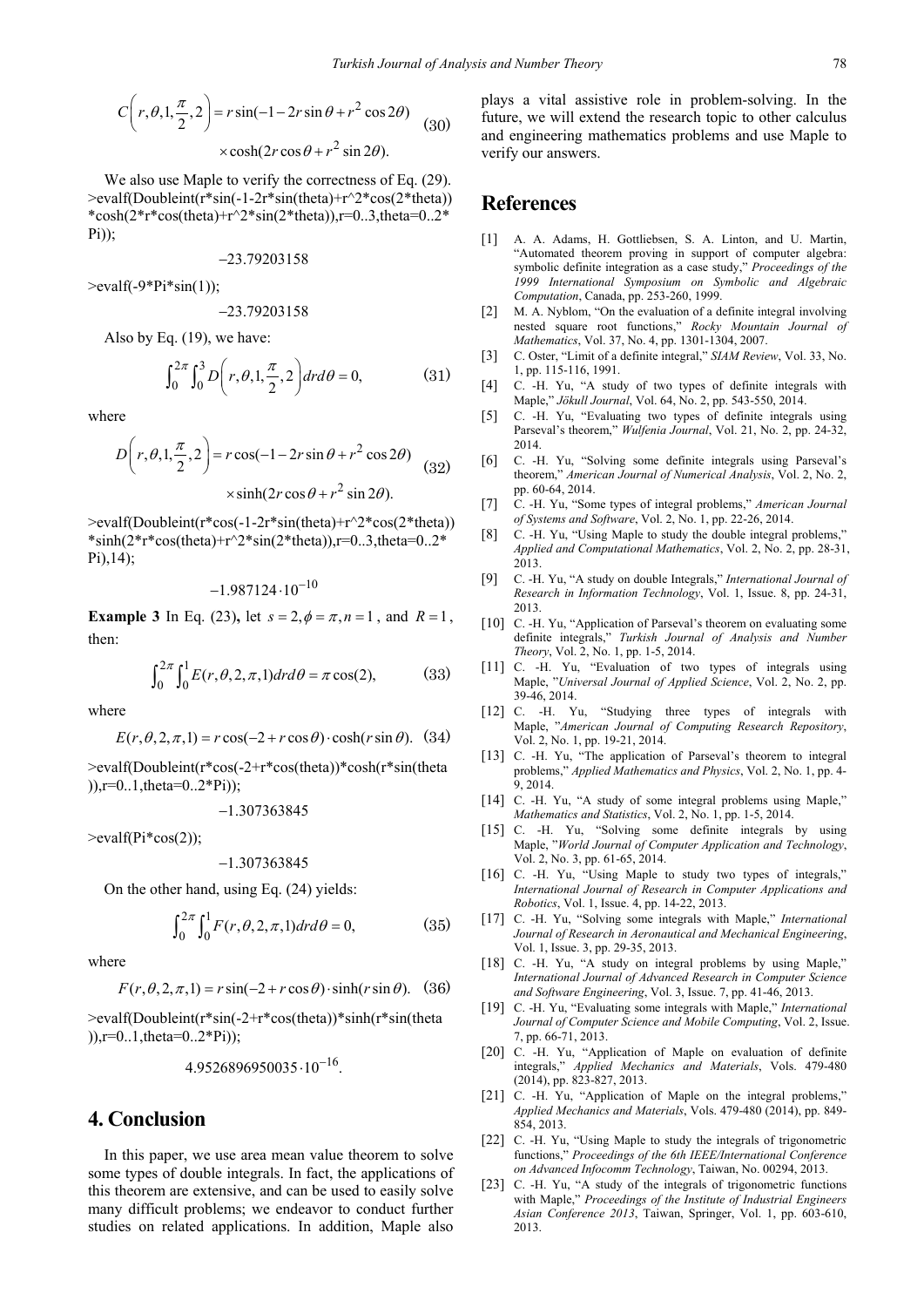$$C\left(r,\theta,1,\frac{\pi}{2},2\right)=r\sin(-1-2r\sin\theta+r^2\cos 2\theta)\times\cosh(2r\cos\theta+r^2\sin 2\theta). \tag{30}$$

We also use Maple to verify the correctness of Eq. (29).

```
>evalf(Doubleint(r*sin(-1-2r*sin(theta)+r^2*cos(2*theta))*cosh(2*r*cos(theta)+r^2*sin(2*theta)),r=0..3,theta=0..2*Pi));
```

$$-23.79203158$$

```
>evalf(-9*Pi*sin(1));
```

$$-23.79203158$$

Also by Eq. (19), we have:

$$\int_0^{2\pi}\int_0^3 D\left(r,\theta,1,\frac{\pi}{2},2\right)drd\theta=0, \tag{31}$$

where

$$D\left(r,\theta,1,\frac{\pi}{2},2\right)=r\cos(-1-2r\sin\theta+r^2\cos 2\theta)\times\sinh(2r\cos\theta+r^2\sin 2\theta). \tag{32}$$

```
>evalf(Doubleint(r*cos(-1-2r*sin(theta)+r^2*cos(2*theta))*sinh(2*r*cos(theta)+r^2*sin(2*theta)),r=0..3,theta=0..2*Pi),14);
```

$$-1.987124\cdot 10^{-10}$$

**Example 3** In Eq. (23), let $s=2,\phi=\pi,n=1$, and $R=1$, then:

$$\int_0^{2\pi}\int_0^1 E(r,\theta,2,\pi,1)drd\theta=\pi\cos(2), \tag{33}$$

where

$$E(r,\theta,2,\pi,1)=r\cos(-2+r\cos\theta)\cdot\cosh(r\sin\theta). \tag{34}$$

```
>evalf(Doubleint(r*cos(-2+r*cos(theta))*cosh(r*sin(theta)),r=0..1,theta=0..2*Pi));
```

$$-1.307363845$$

```
>evalf(Pi*cos(2));
```

$$-1.307363845$$

On the other hand, using Eq. (24) yields:

$$\int_0^{2\pi}\int_0^1 F(r,\theta,2,\pi,1)drd\theta=0, \tag{35}$$

where

$$F(r,\theta,2,\pi,1)=r\sin(-2+r\cos\theta)\cdot\sinh(r\sin\theta). \tag{36}$$

```
>evalf(Doubleint(r*sin(-2+r*cos(theta))*sinh(r*sin(theta)),r=0..1,theta=0..2*Pi));
```

$$4.9526896950035\cdot 10^{-16}.$$

# 4. Conclusion

In this paper, we use area mean value theorem to solve some types of double integrals. In fact, the applications of this theorem are extensive, and can be used to easily solve many difficult problems; we endeavor to conduct further studies on related applications. In addition, Maple also plays a vital assistive role in problem-solving. In the future, we will extend the research topic to other calculus and engineering mathematics problems and use Maple to verify our answers.

# References

[1] A. A. Adams, H. Gottliebsen, S. A. Linton, and U. Martin, "Automated theorem proving in support of computer algebra: symbolic definite integration as a case study," *Proceedings of the 1999 International Symposium on Symbolic and Algebraic Computation*, Canada, pp. 253-260, 1999.

[2] M. A. Nyblom, "On the evaluation of a definite integral involving nested square root functions," *Rocky Mountain Journal of Mathematics*, Vol. 37, No. 4, pp. 1301-1304, 2007.

[3] C. Oster, "Limit of a definite integral," *SIAM Review*, Vol. 33, No. 1, pp. 115-116, 1991.

[4] C. -H. Yu, "A study of two types of definite integrals with Maple," *Jökull Journal*, Vol. 64, No. 2, pp. 543-550, 2014.

[5] C. -H. Yu, "Evaluating two types of definite integrals using Parseval's theorem," *Wulfenia Journal*, Vol. 21, No. 2, pp. 24-32, 2014.

[6] C. -H. Yu, "Solving some definite integrals using Parseval's theorem," *American Journal of Numerical Analysis*, Vol. 2, No. 2, pp. 60-64, 2014.

[7] C. -H. Yu, "Some types of integral problems," *American Journal of Systems and Software*, Vol. 2, No. 1, pp. 22-26, 2014.

[8] C. -H. Yu, "Using Maple to study the double integral problems," *Applied and Computational Mathematics*, Vol. 2, No. 2, pp. 28-31, 2013.

[9] C. -H. Yu, "A study on double Integrals," *International Journal of Research in Information Technology*, Vol. 1, Issue. 8, pp. 24-31, 2013.

[10] C. -H. Yu, "Application of Parseval's theorem on evaluating some definite integrals," *Turkish Journal of Analysis and Number Theory*, Vol. 2, No. 1, pp. 1-5, 2014.

[11] C. -H. Yu, "Evaluation of two types of integrals using Maple, "*Universal Journal of Applied Science*, Vol. 2, No. 2, pp. 39-46, 2014.

[12] C. -H. Yu, "Studying three types of integrals with Maple, "*American Journal of Computing Research Repository*, Vol. 2, No. 1, pp. 19-21, 2014.

[13] C. -H. Yu, "The application of Parseval's theorem to integral problems," *Applied Mathematics and Physics*, Vol. 2, No. 1, pp. 4-9, 2014.

[14] C. -H. Yu, "A study of some integral problems using Maple," *Mathematics and Statistics*, Vol. 2, No. 1, pp. 1-5, 2014.

[15] C. -H. Yu, "Solving some definite integrals by using Maple, "*World Journal of Computer Application and Technology*, Vol. 2, No. 3, pp. 61-65, 2014.

[16] C. -H. Yu, "Using Maple to study two types of integrals," *International Journal of Research in Computer Applications and Robotics*, Vol. 1, Issue. 4, pp. 14-22, 2013.

[17] C. -H. Yu, "Solving some integrals with Maple," *International Journal of Research in Aeronautical and Mechanical Engineering*, Vol. 1, Issue. 3, pp. 29-35, 2013.

[18] C. -H. Yu, "A study on integral problems by using Maple," *International Journal of Advanced Research in Computer Science and Software Engineering*, Vol. 3, Issue. 7, pp. 41-46, 2013.

[19] C. -H. Yu, "Evaluating some integrals with Maple," *International Journal of Computer Science and Mobile Computing*, Vol. 2, Issue. 7, pp. 66-71, 2013.

[20] C. -H. Yu, "Application of Maple on evaluation of definite integrals," *Applied Mechanics and Materials*, Vols. 479-480 (2014), pp. 823-827, 2013.

[21] C. -H. Yu, "Application of Maple on the integral problems," *Applied Mechanics and Materials*, Vols. 479-480 (2014), pp. 849-854, 2013.

[22] C. -H. Yu, "Using Maple to study the integrals of trigonometric functions," *Proceedings of the 6th IEEE/International Conference on Advanced Infocomm Technology*, Taiwan, No. 00294, 2013.

[23] C. -H. Yu, "A study of the integrals of trigonometric functions with Maple," *Proceedings of the Institute of Industrial Engineers Asian Conference 2013*, Taiwan, Springer, Vol. 1, pp. 603-610, 2013.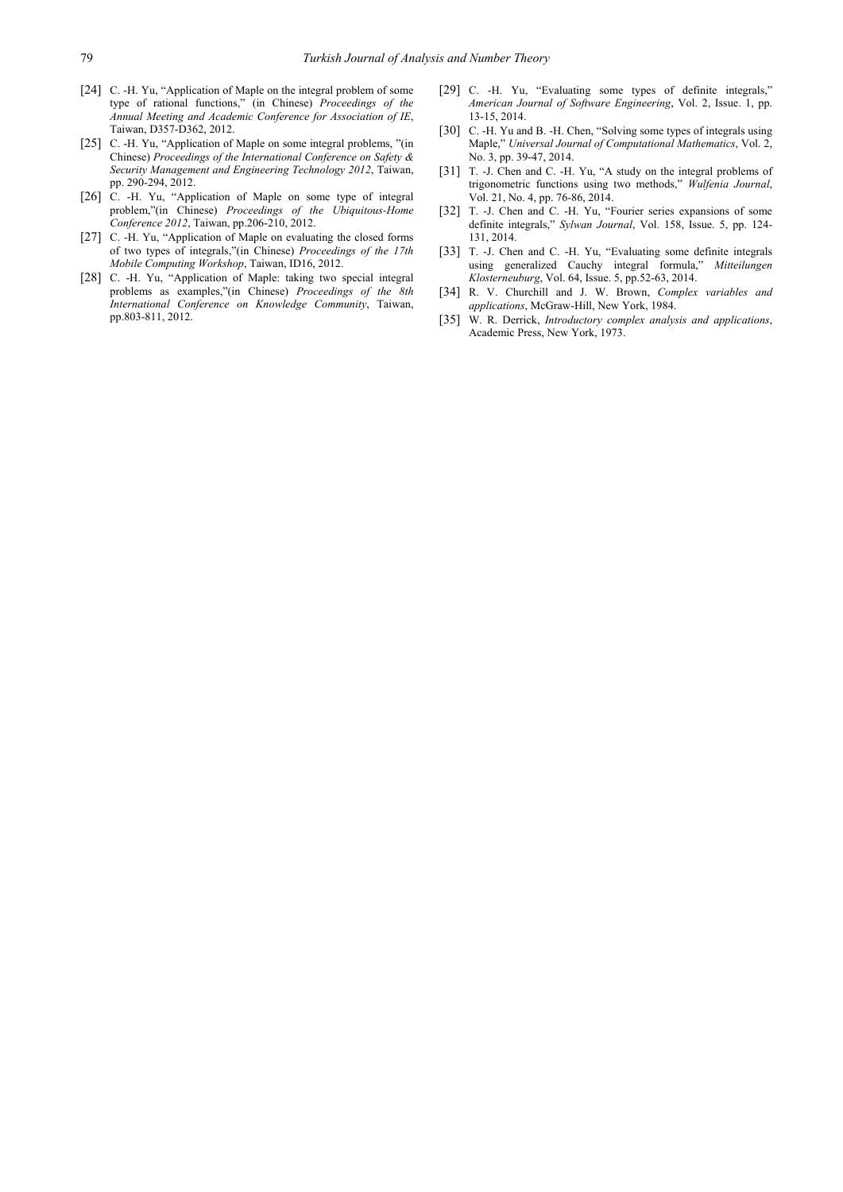[24] C. -H. Yu, "Application of Maple on the integral problem of some type of rational functions," (in Chinese) *Proceedings of the Annual Meeting and Academic Conference for Association of IE*, Taiwan, D357-D362, 2012.

[25] C. -H. Yu, "Application of Maple on some integral problems, "(in Chinese) *Proceedings of the International Conference on Safety & Security Management and Engineering Technology 2012*, Taiwan, pp. 290-294, 2012.

[26] C. -H. Yu, "Application of Maple on some type of integral problem,"(in Chinese) *Proceedings of the Ubiquitous-Home Conference 2012*, Taiwan, pp.206-210, 2012.

[27] C. -H. Yu, "Application of Maple on evaluating the closed forms of two types of integrals,"(in Chinese) *Proceedings of the 17th Mobile Computing Workshop*, Taiwan, ID16, 2012.

[28] C. -H. Yu, "Application of Maple: taking two special integral problems as examples,"(in Chinese) *Proceedings of the 8th International Conference on Knowledge Community*, Taiwan, pp.803-811, 2012.

[29] C. -H. Yu, "Evaluating some types of definite integrals," *American Journal of Software Engineering*, Vol. 2, Issue. 1, pp. 13-15, 2014.

[30] C. -H. Yu and B. -H. Chen, "Solving some types of integrals using Maple," *Universal Journal of Computational Mathematics*, Vol. 2, No. 3, pp. 39-47, 2014.

[31] T. -J. Chen and C. -H. Yu, "A study on the integral problems of trigonometric functions using two methods," *Wulfenia Journal*, Vol. 21, No. 4, pp. 76-86, 2014.

[32] T. -J. Chen and C. -H. Yu, "Fourier series expansions of some definite integrals," *Sylwan Journal*, Vol. 158, Issue. 5, pp. 124-131, 2014.

[33] T. -J. Chen and C. -H. Yu, "Evaluating some definite integrals using generalized Cauchy integral formula," *Mitteilungen Klosterneuburg*, Vol. 64, Issue. 5, pp.52-63, 2014.

[34] R. V. Churchill and J. W. Brown, *Complex variables and applications*, McGraw-Hill, New York, 1984.

[35] W. R. Derrick, *Introductory complex analysis and applications*, Academic Press, New York, 1973.